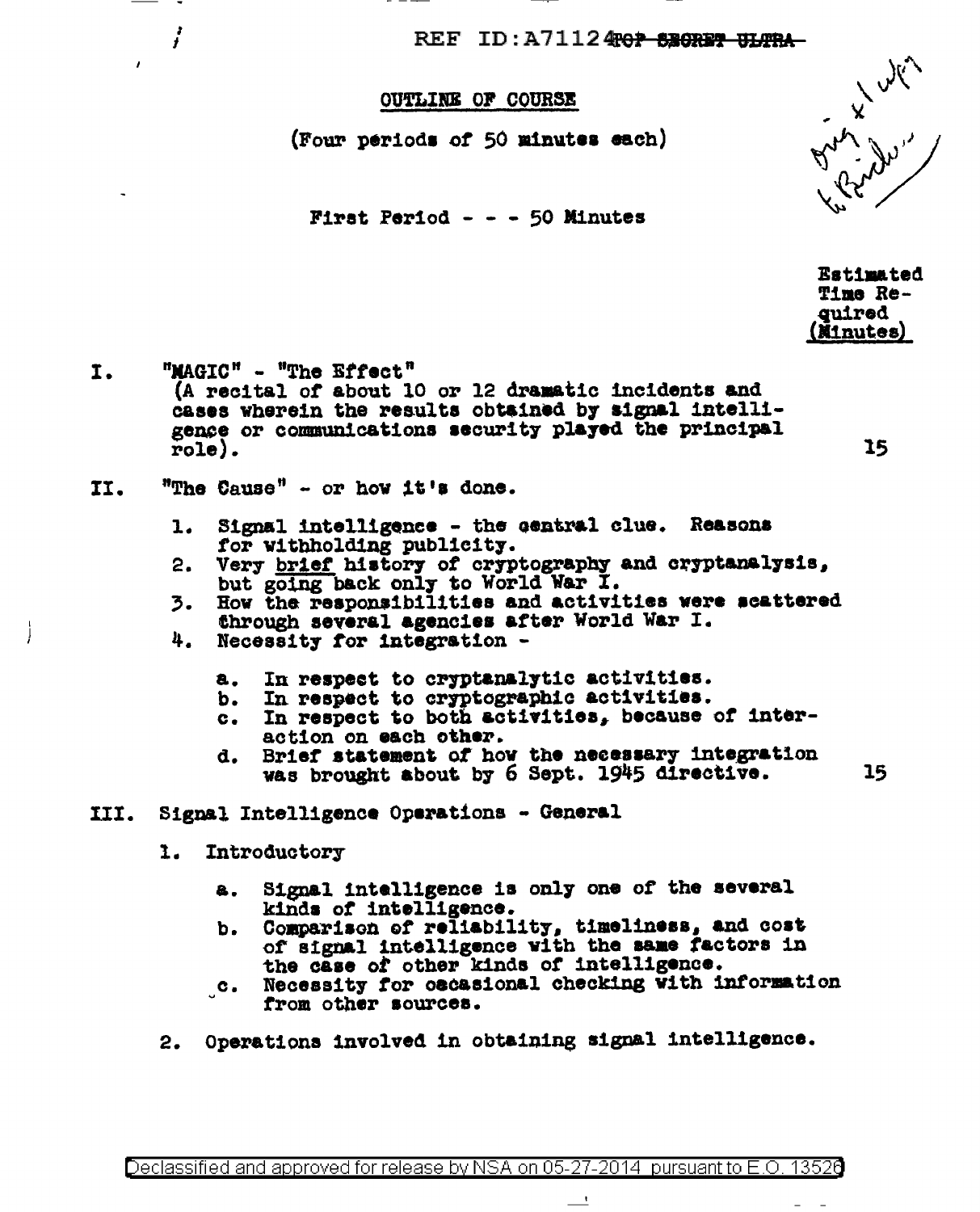REF ID:A71124 ~~TOP SECRET ULTRA~~

# OUTLINE OF COURSE

(Four periods of 50 minutes each)

## First Period - - - 50 Minutes

Estimated Time Required (Minutes)

I. "MAGIC" - "The Effect"
(A recital of about 10 or 12 dramatic incidents and cases wherein the results obtained by signal intelligence or communications security played the principal role). — 15

II. "The Cause" - or how it's done.

1. Signal intelligence - the central clue. Reasons for withholding publicity.
2. Very brief history of cryptography and cryptanalysis, but going back only to World War I.
3. How the responsibilities and activities were scattered through several agencies after World War I.
4. Necessity for integration -
   a. In respect to cryptanalytic activities.
   b. In respect to cryptographic activities.
   c. In respect to both activities, because of interaction on each other.
   d. Brief statement of how the necessary integration was brought about by 6 Sept. 1945 directive. — 15

III. Signal Intelligence Operations - General

1. Introductory
   a. Signal intelligence is only one of the several kinds of intelligence.
   b. Comparison of reliability, timeliness, and cost of signal intelligence with the same factors in the case of other kinds of intelligence.
   c. Necessity for occasional checking with information from other sources.
2. Operations involved in obtaining signal intelligence.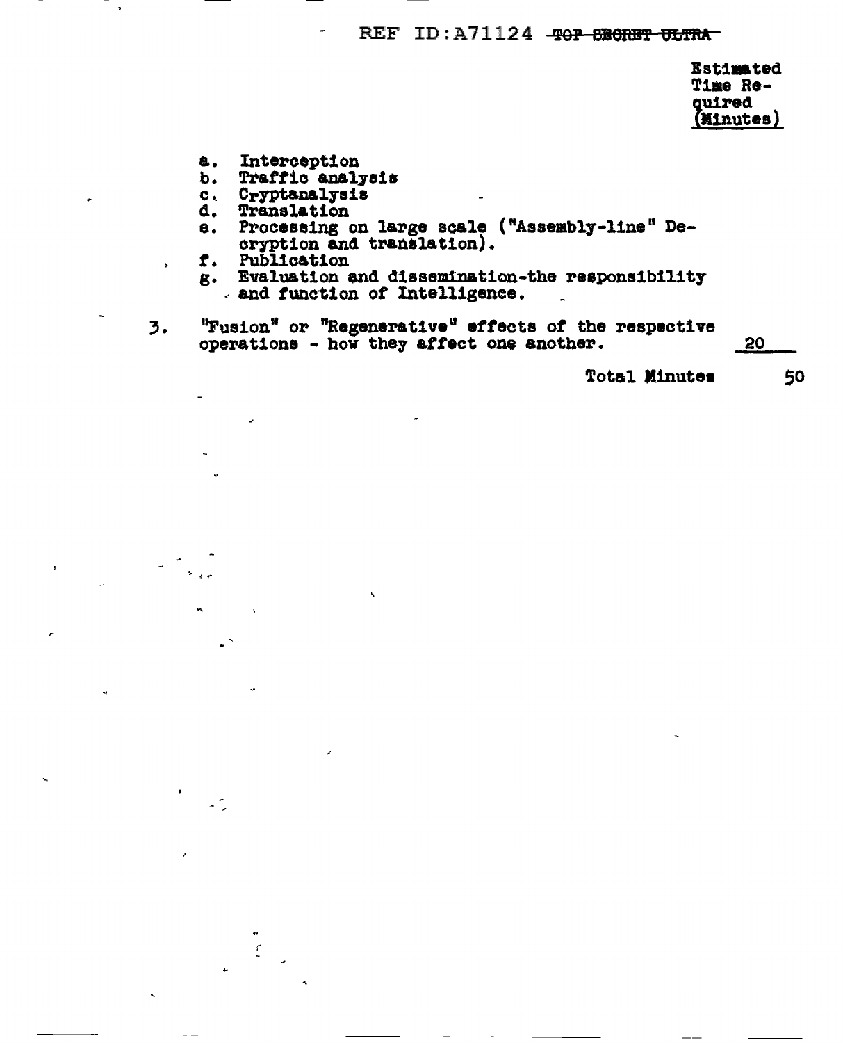Estimated Time Required (Minutes)

a. Interception
b. Traffic analysis
c. Cryptanalysis
d. Translation
e. Processing on large scale ("Assembly-line" Decryption and translation).
f. Publication
g. Evaluation and dissemination-the responsibility and function of Intelligence.

3. "Fusion" or "Regenerative" effects of the respective operations - how they affect one another. 20

Total Minutes 50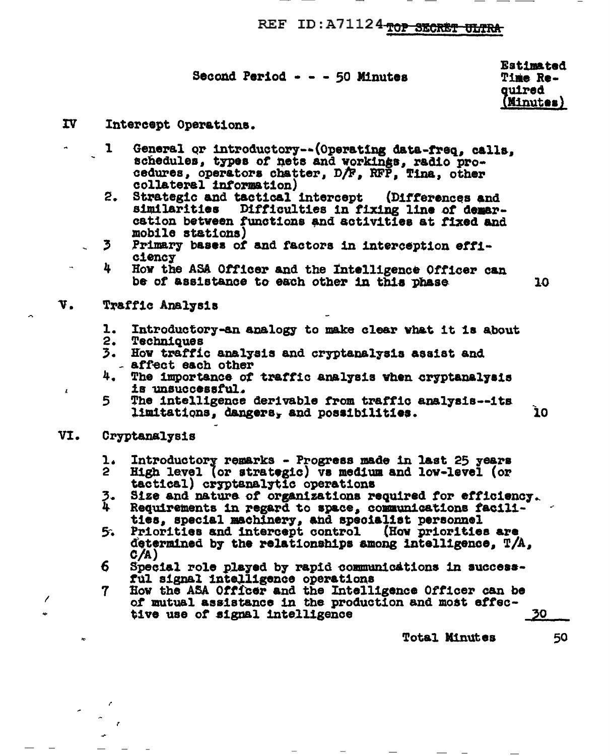Second Period - - - 50 Minutes

| | | Estimated Time Required (Minutes) |
|---|---|---|
| **IV** | **Intercept Operations.** | |
| | 1 General or introductory--(Operating data-freq, calls, schedules, types of nets and workings, radio procedures, operators chatter, D/F, RFP, Tina, other collateral information) | |
| | 2. Strategic and tactical intercept (Differences and similarities Difficulties in fixing line of demarcation between functions and activities at fixed and mobile stations) | |
| | 3 Primary bases of and factors in interception efficiency | |
| | 4 How the ASA Officer and the Intelligence Officer can be of assistance to each other in this phase | 10 |
| **V.** | **Traffic Analysis** | |
| | 1. Introductory-an analogy to make clear what it is about | |
| | 2. Techniques | |
| | 3. How traffic analysis and cryptanalysis assist and affect each other | |
| | 4. The importance of traffic analysis when cryptanalysis is unsuccessful. | |
| | 5 The intelligence derivable from traffic analysis--its limitations, dangers, and possibilities. | 10 |
| **VI.** | **Cryptanalysis** | |
| | 1. Introductory remarks - Progress made in last 25 years | |
| | 2 High level (or strategic) vs medium and low-level (or tactical) cryptanalytic operations | |
| | 3. Size and nature of organizations required for efficiency. | |
| | 4 Requirements in regard to space, communications facilities, special machinery, and specialist personnel | |
| | 5. Priorities and intercept control (How priorities are determined by the relationships among intelligence, T/A, C/A) | |
| | 6 Special role played by rapid communications in successful signal intelligence operations | |
| | 7 How the ASA Officer and the Intelligence Officer can be of mutual assistance in the production and most effective use of signal intelligence | 30 |
| | Total Minutes | 50 |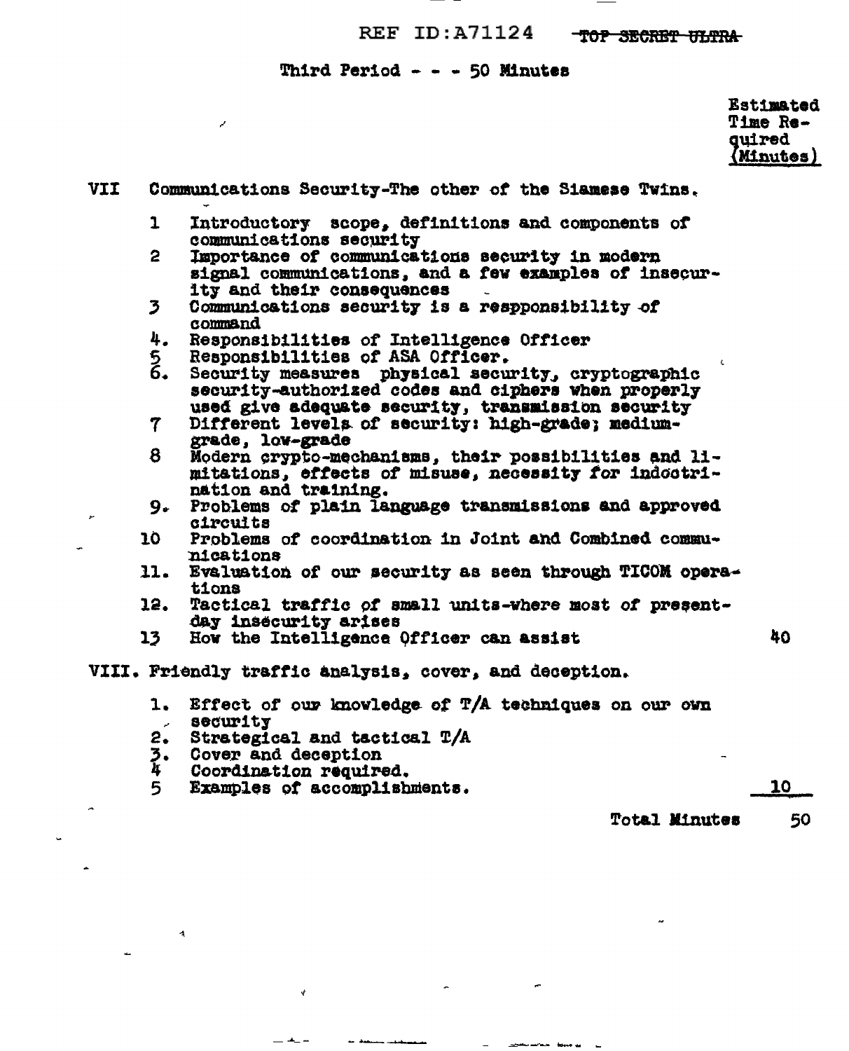REF ID:A71124 ~~TOP SECRET ULTRA~~

## Third Period - - - 50 Minutes

| | Estimated Time Required (Minutes) |
|---|---|
| **VII** Communications Security-The other of the Siamese Twins. | |
| 1 Introductory scope, definitions and components of communications security | |
| 2 Importance of communications security in modern signal communications, and a few examples of insecurity and their consequences | |
| 3 Communications security is a respponsibility of command | |
| 4. Responsibilities of Intelligence Officer | |
| 5 Responsibilities of ASA Officer. | |
| 6. Security measures physical security, cryptographic security-authorized codes and ciphers when properly used give adequate security, transmission security | |
| 7 Different levels of security: high-grade; medium-grade, low-grade | |
| 8 Modern crypto-mechanisms, their possibilities and limitations, effects of misuse, necessity for indoctrination and training. | |
| 9. Problems of plain language transmissions and approved circuits | |
| 10 Problems of coordination in Joint and Combined communications | |
| 11. Evaluation of our security as seen through TICOM operations | |
| 12. Tactical traffic of small units-where most of present-day insecurity arises | |
| 13 How the Intelligence Officer can assist | 40 |
| **VIII.** Friendly traffic analysis, cover, and deception. | |
| 1. Effect of our knowledge of T/A techniques on our own security | |
| 2. Strategical and tactical T/A | |
| 3. Cover and deception | |
| 4 Coordination required. | |
| 5 Examples of accomplishments. | 10 |
| Total Minutes | 50 |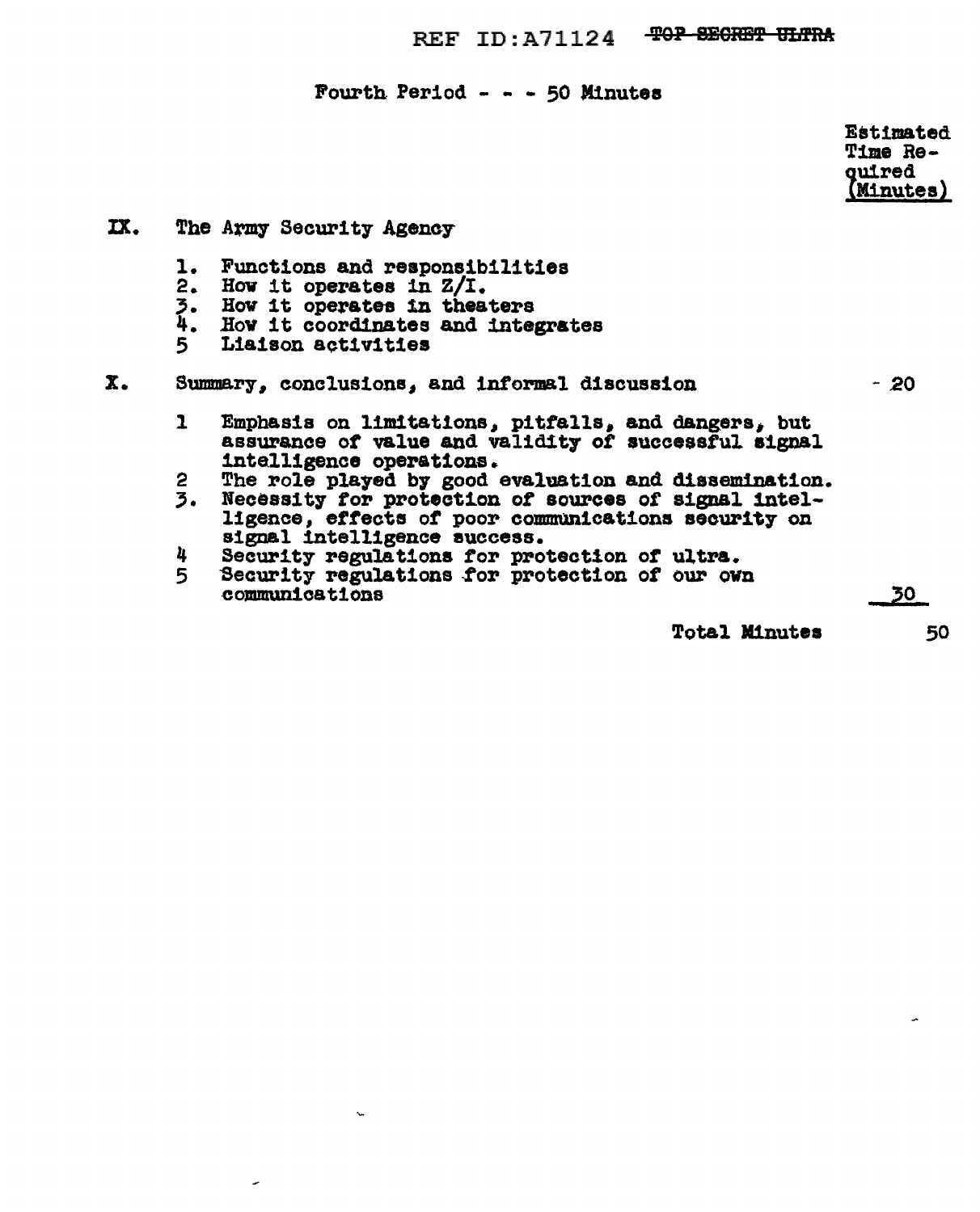Fourth Period - - - 50 Minutes

Estimated Time Required (Minutes)

IX. The Army Security Agency

1. Functions and responsibilities
2. How it operates in Z/I.
3. How it operates in theaters
4. How it coordinates and integrates
5. Liaison activities

X. Summary, conclusions, and informal discussion - 20

1. Emphasis on limitations, pitfalls, and dangers, but assurance of value and validity of successful signal intelligence operations.
2. The role played by good evaluation and dissemination.
3. Necessity for protection of sources of signal intelligence, effects of poor communications security on signal intelligence success.
4. Security regulations for protection of ultra.
5. Security regulations for protection of our own communications 30

Total Minutes 50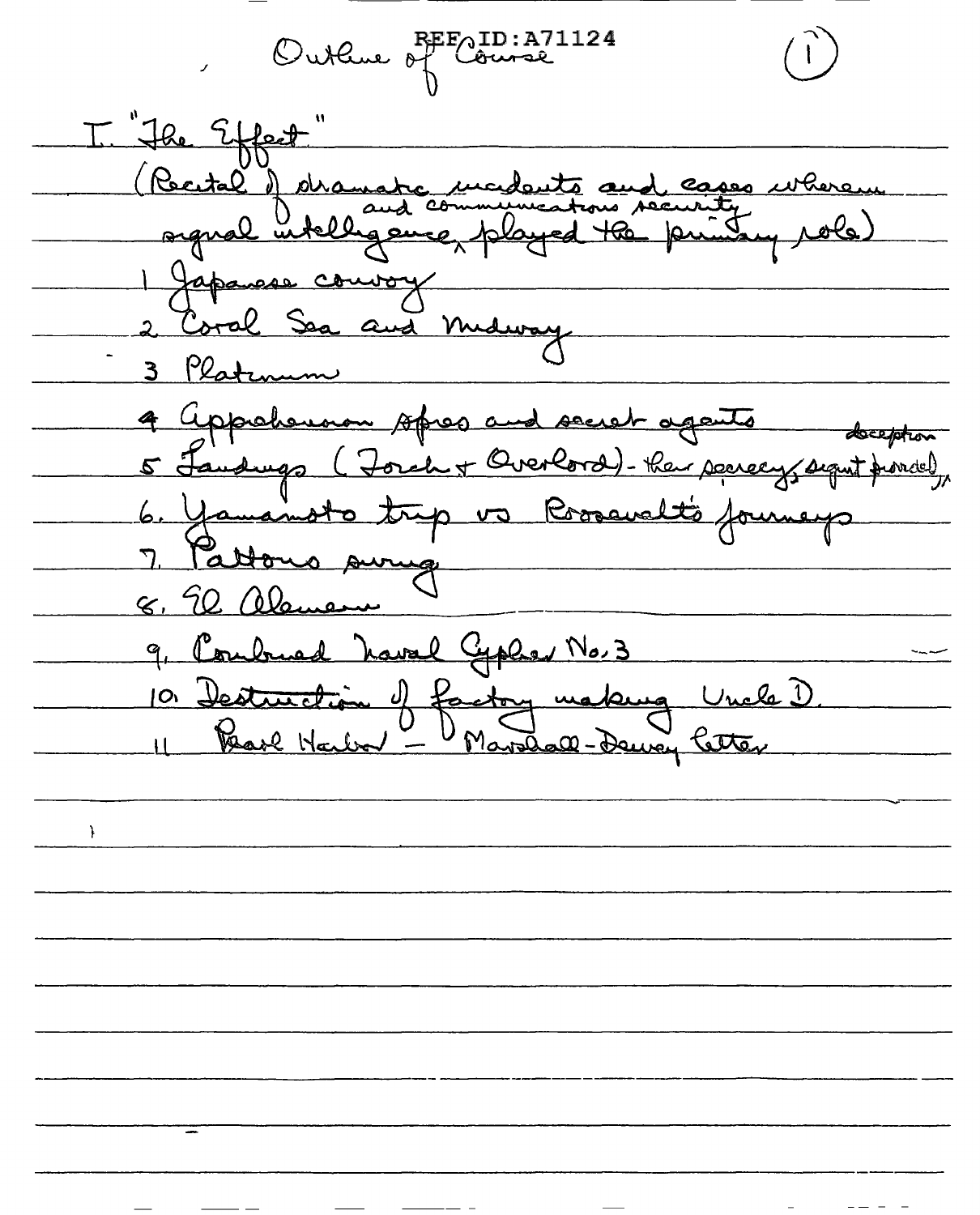REF ID:A71124

Outline of Course

(1)

I. "The Effect"

(Recital of dramatic incidents and cases wherein signal intelligence and communications security played the primary role)

1 Japanese convoy
2 Coral Sea and Midway
3 Platinum
4 Apprehension of spies and secret agents
5 Landings (Torch + Overlord) - their secrecy, sigint provided, deception
6. Yamamoto trip vs Roosevelt's journeys
7. Pattons swing
8. El Alamein
9. Combined Naval Cypher No. 3
10. Destruction of factory making Uncle D.
11 Pearl Harbor - Marshall-Dewey letter